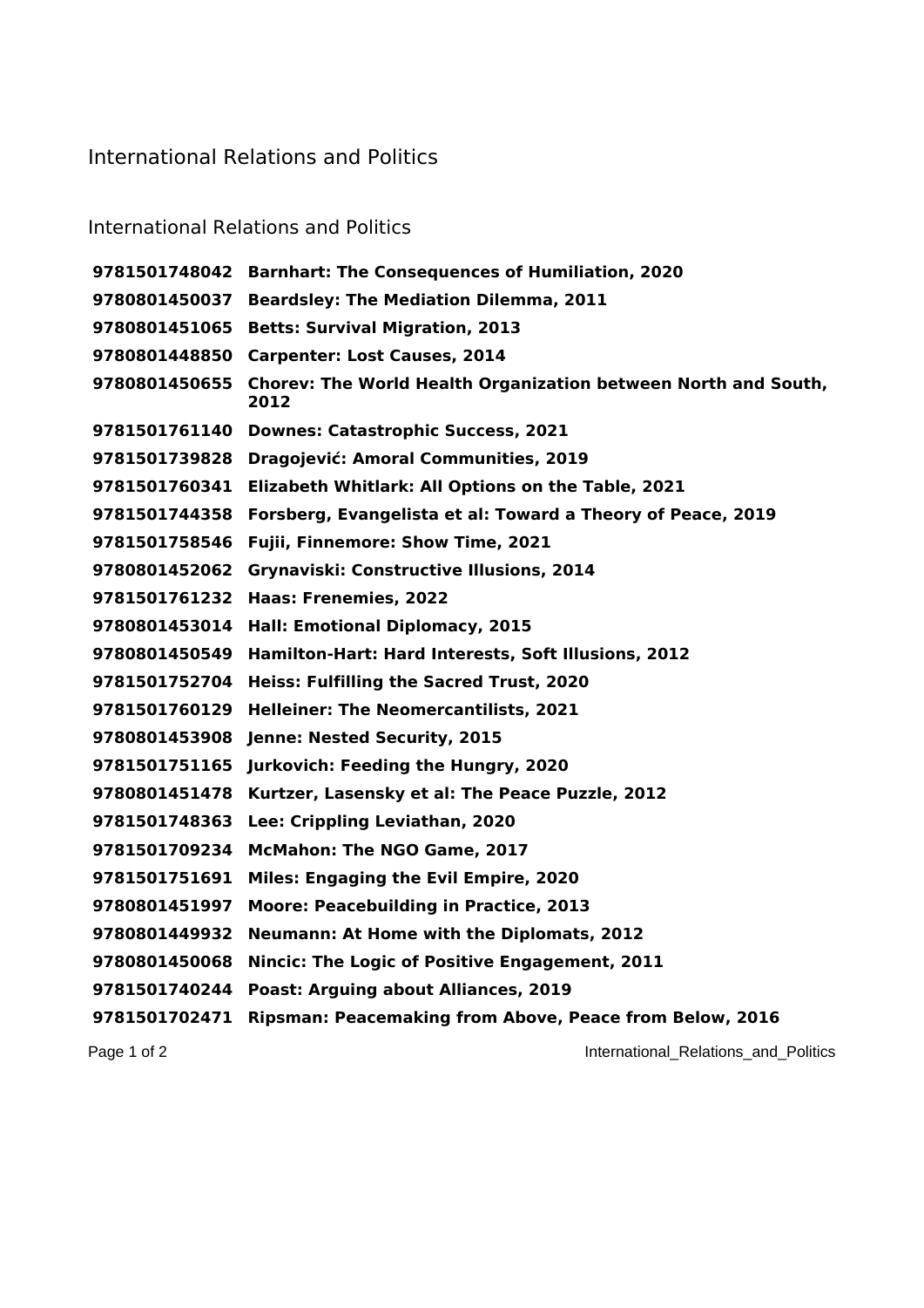# International Relations and Politics

## International Relations and Politics

| | |
|---|---|
| **9781501748042** | **Barnhart: The Consequences of Humiliation, 2020** |
| **9780801450037** | **Beardsley: The Mediation Dilemma, 2011** |
| **9780801451065** | **Betts: Survival Migration, 2013** |
| **9780801448850** | **Carpenter: Lost Causes, 2014** |
| **9780801450655** | **Chorev: The World Health Organization between North and South, 2012** |
| **9781501761140** | **Downes: Catastrophic Success, 2021** |
| **9781501739828** | **Dragojević: Amoral Communities, 2019** |
| **9781501760341** | **Elizabeth Whitlark: All Options on the Table, 2021** |
| **9781501744358** | **Forsberg, Evangelista et al: Toward a Theory of Peace, 2019** |
| **9781501758546** | **Fujii, Finnemore: Show Time, 2021** |
| **9780801452062** | **Grynaviski: Constructive Illusions, 2014** |
| **9781501761232** | **Haas: Frenemies, 2022** |
| **9780801453014** | **Hall: Emotional Diplomacy, 2015** |
| **9780801450549** | **Hamilton-Hart: Hard Interests, Soft Illusions, 2012** |
| **9781501752704** | **Heiss: Fulfilling the Sacred Trust, 2020** |
| **9781501760129** | **Helleiner: The Neomercantilists, 2021** |
| **9780801453908** | **Jenne: Nested Security, 2015** |
| **9781501751165** | **Jurkovich: Feeding the Hungry, 2020** |
| **9780801451478** | **Kurtzer, Lasensky et al: The Peace Puzzle, 2012** |
| **9781501748363** | **Lee: Crippling Leviathan, 2020** |
| **9781501709234** | **McMahon: The NGO Game, 2017** |
| **9781501751691** | **Miles: Engaging the Evil Empire, 2020** |
| **9780801451997** | **Moore: Peacebuilding in Practice, 2013** |
| **9780801449932** | **Neumann: At Home with the Diplomats, 2012** |
| **9780801450068** | **Nincic: The Logic of Positive Engagement, 2011** |
| **9781501740244** | **Poast: Arguing about Alliances, 2019** |
| **9781501702471** | **Ripsman: Peacemaking from Above, Peace from Below, 2016** |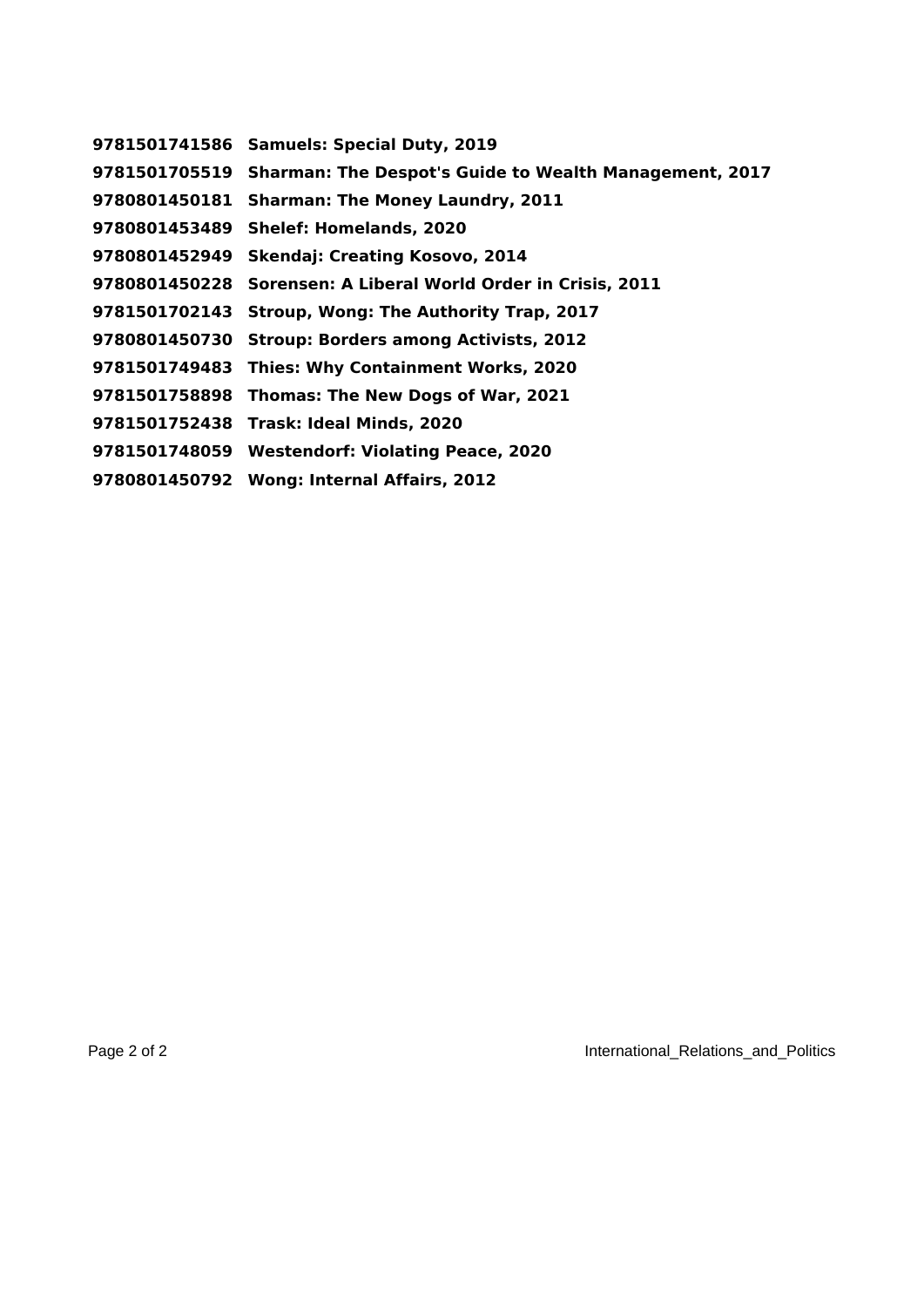**9781501741586 Samuels: Special Duty, 2019**
**9781501705519 Sharman: The Despot's Guide to Wealth Management, 2017**
**9780801450181 Sharman: The Money Laundry, 2011**
**9780801453489 Shelef: Homelands, 2020**
**9780801452949 Skendaj: Creating Kosovo, 2014**
**9780801450228 Sorensen: A Liberal World Order in Crisis, 2011**
**9781501702143 Stroup, Wong: The Authority Trap, 2017**
**9780801450730 Stroup: Borders among Activists, 2012**
**9781501749483 Thies: Why Containment Works, 2020**
**9781501758898 Thomas: The New Dogs of War, 2021**
**9781501752438 Trask: Ideal Minds, 2020**
**9781501748059 Westendorf: Violating Peace, 2020**
**9780801450792 Wong: Internal Affairs, 2012**